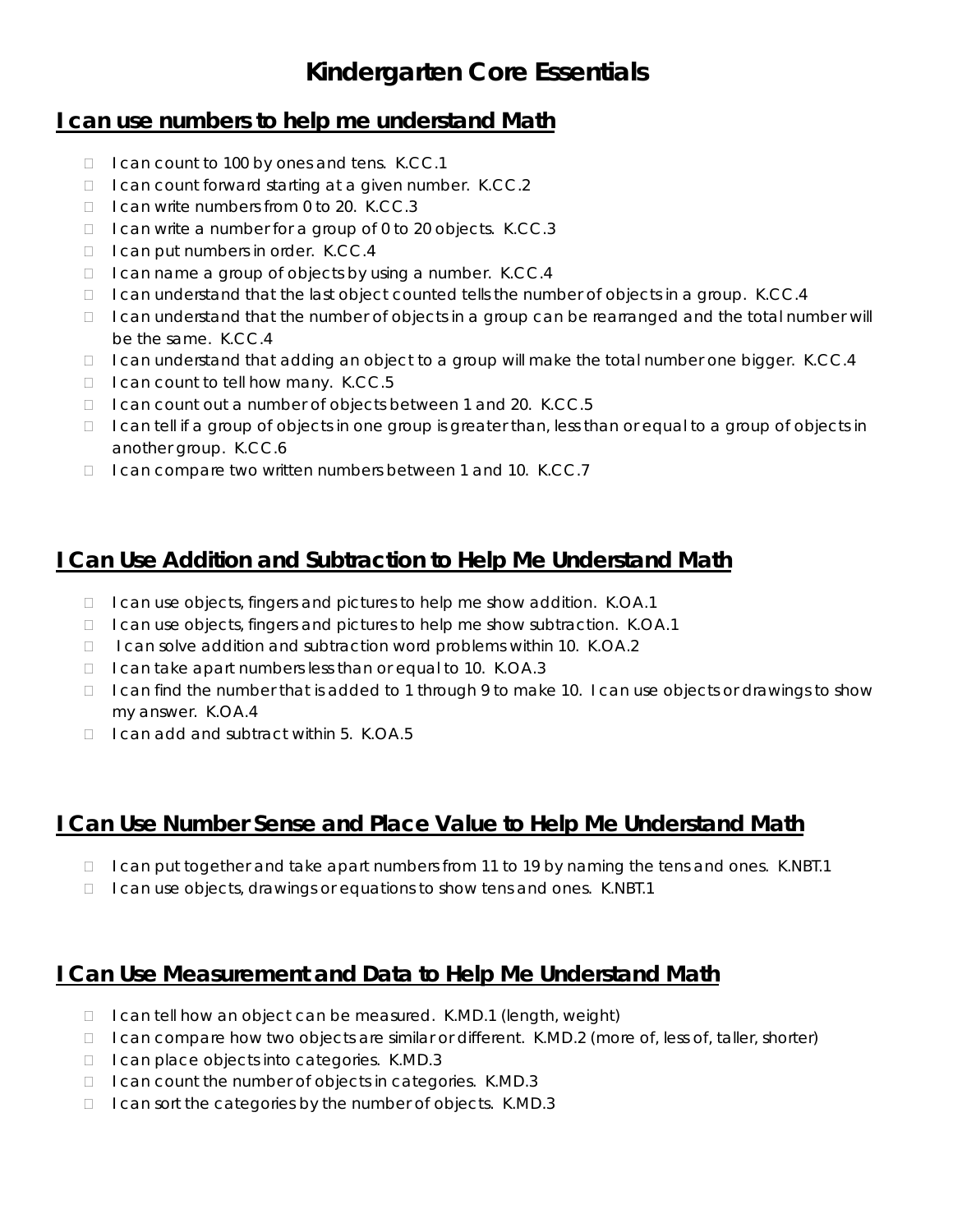# Kindergarten Core Essentials

## I can use numbers to help me understand Math

- I can count to 100 by ones and tens. K.CC.1
- I can count forward starting at a given number. K.CC.2
- I can write numbers from 0 to 20. K.CC.3
- I can write a number for a group of 0 to 20 objects. K.CC.3
- I can put numbers in order. K.CC.4
- I can name a group of objects by using a number. K.CC.4
- I can understand that the last object counted tells the number of objects in a group. K.CC.4
- I can understand that the number of objects in a group can be rearranged and the total number will be the same. K.CC.4
- I can understand that adding an object to a group will make the total number one bigger. K.CC.4
- I can count to tell how many. K.CC.5
- I can count out a number of objects between 1 and 20. K.CC.5
- I can tell if a group of objects in one group is greater than, less than or equal to a group of objects in another group. K.CC.6
- I can compare two written numbers between 1 and 10. K.CC.7

## I Can Use Addition and Subtraction to Help Me Understand Math

- I can use objects, fingers and pictures to help me show addition. K.OA.1
- I can use objects, fingers and pictures to help me show subtraction. K.OA.1
- I can solve addition and subtraction word problems within 10. K.OA.2
- I can take apart numbers less than or equal to 10. K.OA.3
- I can find the number that is added to 1 through 9 to make 10. I can use objects or drawings to show my answer. K.OA.4
- I can add and subtract within 5. K.OA.5

## I Can Use Number Sense and Place Value to Help Me Understand Math

- I can put together and take apart numbers from 11 to 19 by naming the tens and ones. K.NBT.1
- I can use objects, drawings or equations to show tens and ones. K.NBT.1

## I Can Use Measurement and Data to Help Me Understand Math

- I can tell how an object can be measured. K.MD.1 (length, weight)
- I can compare how two objects are similar or different. K.MD.2 (more of, less of, taller, shorter)
- I can place objects into categories. K.MD.3
- I can count the number of objects in categories. K.MD.3
- I can sort the categories by the number of objects. K.MD.3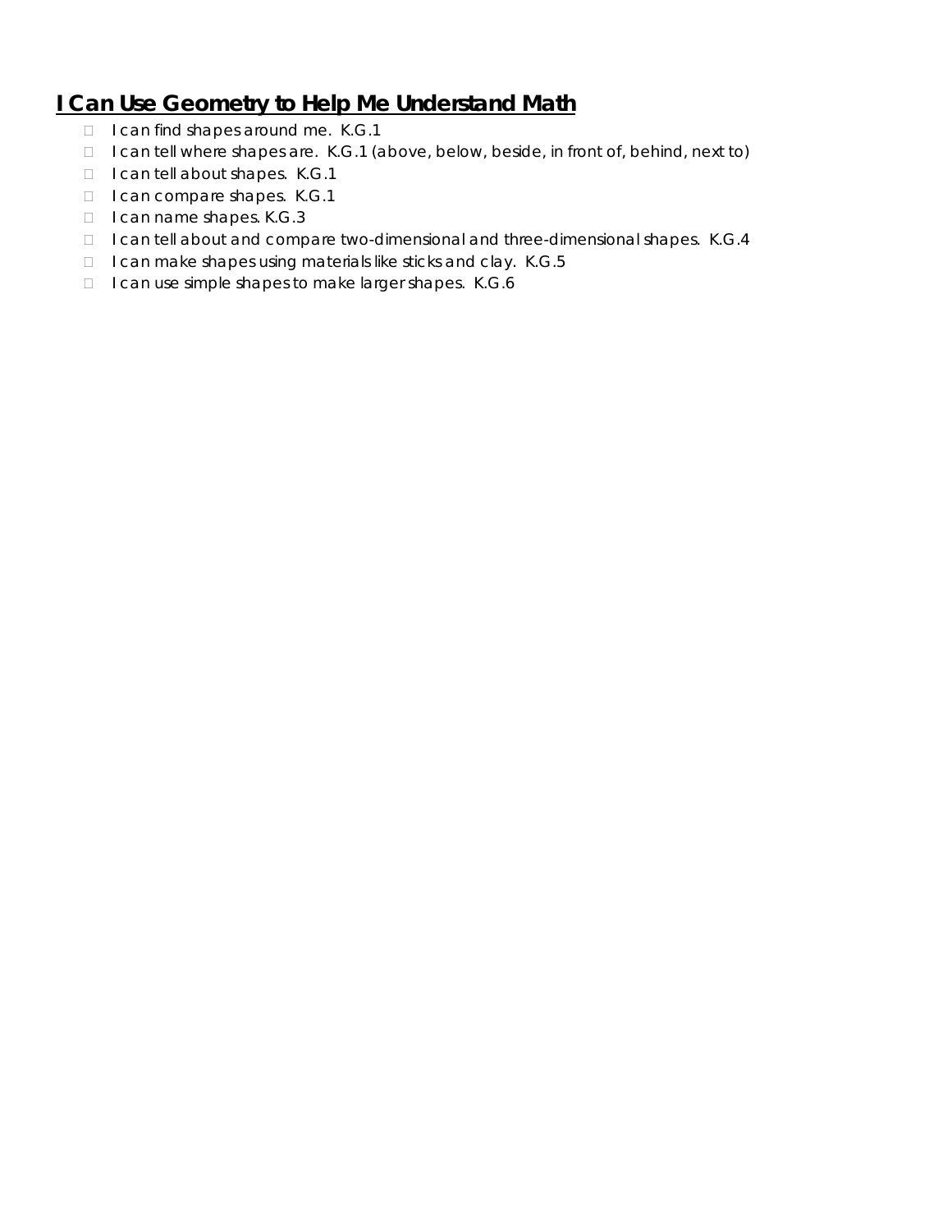## I Can Use Geometry to Help Me Understand Math

- I can find shapes around me. K.G.1
- I can tell where shapes are. K.G.1 (above, below, beside, in front of, behind, next to)
- I can tell about shapes. K.G.1
- I can compare shapes. K.G.1
- I can name shapes. K.G.3
- I can tell about and compare two-dimensional and three-dimensional shapes. K.G.4
- I can make shapes using materials like sticks and clay. K.G.5
- I can use simple shapes to make larger shapes. K.G.6